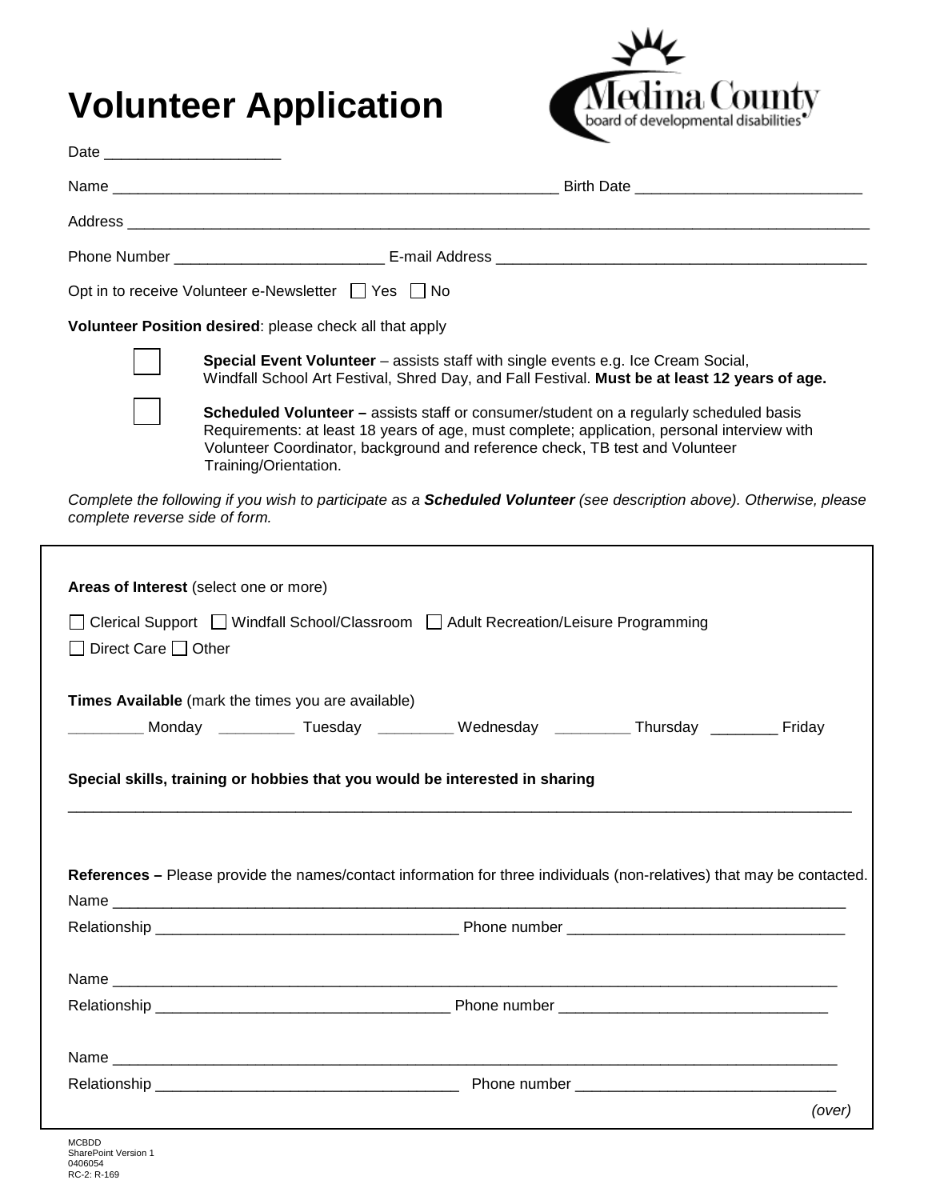# Volunteer Application

Medina County board of developmental disabilities

Date ____________________

Name ____________________________________________________ Birth Date __________________________

Address ___________________________________________________________________________________________

Phone Number ________________________ E-mail Address __________________________________________

Opt in to receive Volunteer e-Newsletter ☐ Yes ☐ No

**Volunteer Position desired**: please check all that apply

☐ **Special Event Volunteer** – assists staff with single events e.g. Ice Cream Social, Windfall School Art Festival, Shred Day, and Fall Festival. **Must be at least 12 years of age.**

☐ **Scheduled Volunteer –** assists staff or consumer/student on a regularly scheduled basis Requirements: at least 18 years of age, must complete; application, personal interview with Volunteer Coordinator, background and reference check, TB test and Volunteer Training/Orientation.

*Complete the following if you wish to participate as a **Scheduled Volunteer** (see description above). Otherwise, please complete reverse side of form.*

**Areas of Interest** (select one or more)

☐ Clerical Support ☐ Windfall School/Classroom ☐ Adult Recreation/Leisure Programming

☐ Direct Care ☐ Other

**Times Available** (mark the times you are available)

_________ Monday _________ Tuesday _________ Wednesday _________ Thursday ________ Friday

**Special skills, training or hobbies that you would be interested in sharing**

___________________________________________________________________________________________

**References –** Please provide the names/contact information for three individuals (non-relatives) that may be contacted.

Name ______________________________________________________________________________________

Relationship ____________________________________ Phone number ________________________________

Name ______________________________________________________________________________________

Relationship ____________________________________ Phone number ________________________________

Name ______________________________________________________________________________________

Relationship ____________________________________ Phone number ________________________________

*(over)*

MCBDD
SharePoint Version 1
0406054
RC-2: R-169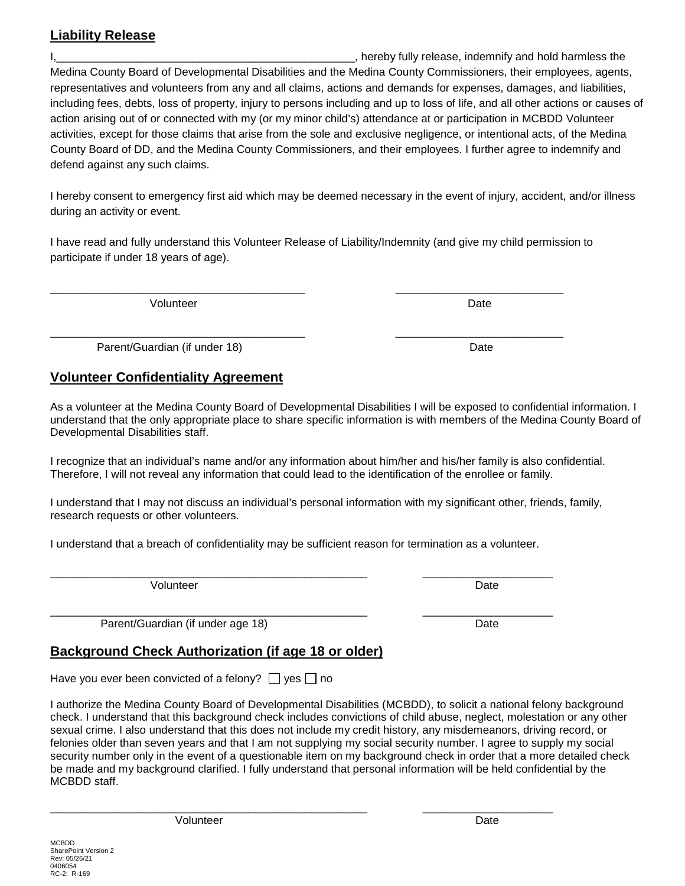## Liability Release

I,\_\_\_\_\_\_\_\_\_\_\_\_\_\_\_\_\_\_\_\_\_\_\_\_\_\_\_\_\_\_\_\_\_\_\_\_\_\_\_\_\_\_\_\_\_\_\_\_\_\_, hereby fully release, indemnify and hold harmless the Medina County Board of Developmental Disabilities and the Medina County Commissioners, their employees, agents, representatives and volunteers from any and all claims, actions and demands for expenses, damages, and liabilities, including fees, debts, loss of property, injury to persons including and up to loss of life, and all other actions or causes of action arising out of or connected with my (or my minor child's) attendance at or participation in MCBDD Volunteer activities, except for those claims that arise from the sole and exclusive negligence, or intentional acts, of the Medina County Board of DD, and the Medina County Commissioners, and their employees. I further agree to indemnify and defend against any such claims.

I hereby consent to emergency first aid which may be deemed necessary in the event of injury, accident, and/or illness during an activity or event.

I have read and fully understand this Volunteer Release of Liability/Indemnity (and give my child permission to participate if under 18 years of age).

\_\_\_\_\_\_\_\_\_\_\_\_\_\_\_\_\_\_\_\_\_\_\_\_\_\_\_\_\_\_\_\_\_\_\_\_\_\_\_\_\_\_ \_\_\_\_\_\_\_\_\_\_\_\_\_\_\_\_\_\_\_\_\_\_\_\_\_\_\_\_
Volunteer Date

\_\_\_\_\_\_\_\_\_\_\_\_\_\_\_\_\_\_\_\_\_\_\_\_\_\_\_\_\_\_\_\_\_\_\_\_\_\_\_\_\_\_ \_\_\_\_\_\_\_\_\_\_\_\_\_\_\_\_\_\_\_\_\_\_\_\_\_\_\_\_
Parent/Guardian (if under 18) Date

## Volunteer Confidentiality Agreement

As a volunteer at the Medina County Board of Developmental Disabilities I will be exposed to confidential information. I understand that the only appropriate place to share specific information is with members of the Medina County Board of Developmental Disabilities staff.

I recognize that an individual's name and/or any information about him/her and his/her family is also confidential. Therefore, I will not reveal any information that could lead to the identification of the enrollee or family.

I understand that I may not discuss an individual's personal information with my significant other, friends, family, research requests or other volunteers.

I understand that a breach of confidentiality may be sufficient reason for termination as a volunteer.

\_\_\_\_\_\_\_\_\_\_\_\_\_\_\_\_\_\_\_\_\_\_\_\_\_\_\_\_\_\_\_\_\_\_\_\_\_\_\_\_\_\_\_\_\_\_\_\_\_\_\_\_ \_\_\_\_\_\_\_\_\_\_\_\_\_\_\_\_\_\_\_\_\_\_
Volunteer Date

\_\_\_\_\_\_\_\_\_\_\_\_\_\_\_\_\_\_\_\_\_\_\_\_\_\_\_\_\_\_\_\_\_\_\_\_\_\_\_\_\_\_\_\_\_\_\_\_\_\_\_\_ \_\_\_\_\_\_\_\_\_\_\_\_\_\_\_\_\_\_\_\_\_\_
Parent/Guardian (if under age 18) Date

## Background Check Authorization (if age 18 or older)

Have you ever been convicted of a felony? ☐ yes ☐ no

I authorize the Medina County Board of Developmental Disabilities (MCBDD), to solicit a national felony background check. I understand that this background check includes convictions of child abuse, neglect, molestation or any other sexual crime. I also understand that this does not include my credit history, any misdemeanors, driving record, or felonies older than seven years and that I am not supplying my social security number. I agree to supply my social security number only in the event of a questionable item on my background check in order that a more detailed check be made and my background clarified. I fully understand that personal information will be held confidential by the MCBDD staff.

\_\_\_\_\_\_\_\_\_\_\_\_\_\_\_\_\_\_\_\_\_\_\_\_\_\_\_\_\_\_\_\_\_\_\_\_\_\_\_\_\_\_\_\_\_\_\_\_\_\_\_\_ \_\_\_\_\_\_\_\_\_\_\_\_\_\_\_\_\_\_\_\_\_\_
Volunteer Date

MCBDD
SharePoint Version 2
Rev: 05/26/21
0406054
RC-2: R-169